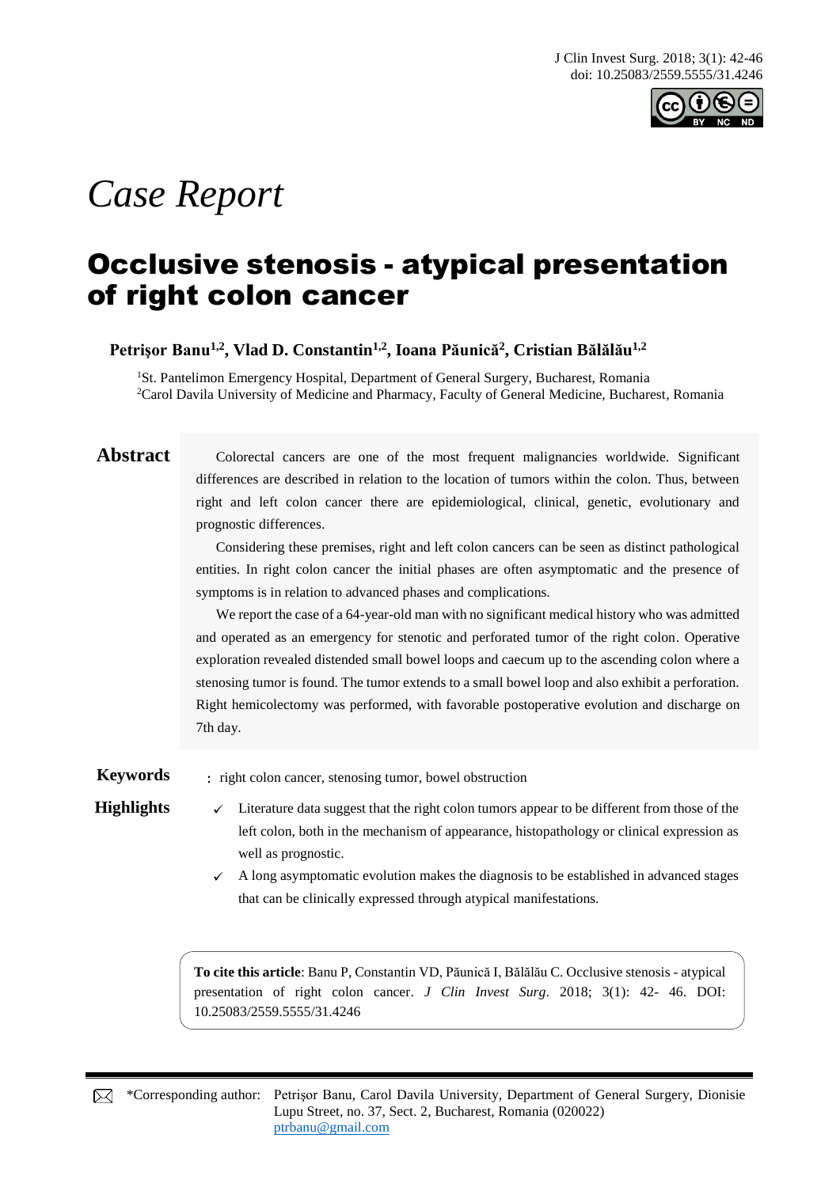*Case Report*

# Occlusive stenosis - atypical presentation of right colon cancer

**Petrişor Banu[1,2], Vlad D. Constantin[1,2], Ioana Păunică[2], Cristian Bălălău[1,2]**

[1]St. Pantelimon Emergency Hospital, Department of General Surgery, Bucharest, Romania
[2]Carol Davila University of Medicine and Pharmacy, Faculty of General Medicine, Bucharest, Romania

## Abstract

Colorectal cancers are one of the most frequent malignancies worldwide. Significant differences are described in relation to the location of tumors within the colon. Thus, between right and left colon cancer there are epidemiological, clinical, genetic, evolutionary and prognostic differences.

Considering these premises, right and left colon cancers can be seen as distinct pathological entities. In right colon cancer the initial phases are often asymptomatic and the presence of symptoms is in relation to advanced phases and complications.

We report the case of a 64-year-old man with no significant medical history who was admitted and operated as an emergency for stenotic and perforated tumor of the right colon. Operative exploration revealed distended small bowel loops and caecum up to the ascending colon where a stenosing tumor is found. The tumor extends to a small bowel loop and also exhibit a perforation. Right hemicolectomy was performed, with favorable postoperative evolution and discharge on 7th day.

**Keywords**: right colon cancer, stenosing tumor, bowel obstruction

**Highlights**

- ✓ Literature data suggest that the right colon tumors appear to be different from those of the left colon, both in the mechanism of appearance, histopathology or clinical expression as well as prognostic.
- ✓ A long asymptomatic evolution makes the diagnosis to be established in advanced stages that can be clinically expressed through atypical manifestations.

**To cite this article**: Banu P, Constantin VD, Păunică I, Bălălău C. Occlusive stenosis - atypical presentation of right colon cancer. *J Clin Invest Surg*. 2018; 3(1): 42- 46. DOI: 10.25083/2559.5555/31.4246

*Corresponding author: Petrişor Banu, Carol Davila University, Department of General Surgery, Dionisie Lupu Street, no. 37, Sect. 2, Bucharest, Romania (020022)
ptrbanu@gmail.com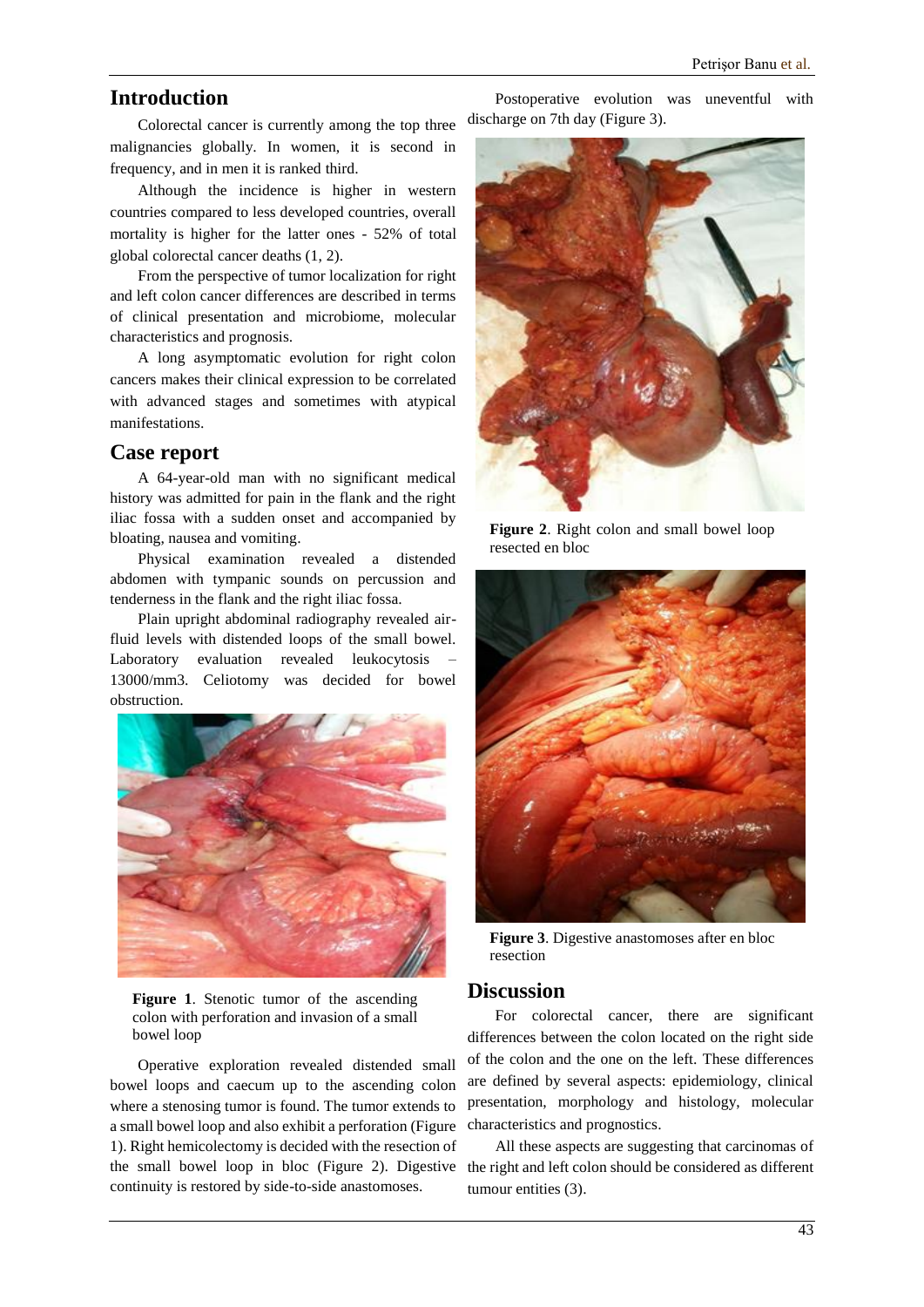## Introduction

Colorectal cancer is currently among the top three malignancies globally. In women, it is second in frequency, and in men it is ranked third.

Although the incidence is higher in western countries compared to less developed countries, overall mortality is higher for the latter ones - 52% of total global colorectal cancer deaths (1, 2).

From the perspective of tumor localization for right and left colon cancer differences are described in terms of clinical presentation and microbiome, molecular characteristics and prognosis.

A long asymptomatic evolution for right colon cancers makes their clinical expression to be correlated with advanced stages and sometimes with atypical manifestations.

## Case report

A 64-year-old man with no significant medical history was admitted for pain in the flank and the right iliac fossa with a sudden onset and accompanied by bloating, nausea and vomiting.

Physical examination revealed a distended abdomen with tympanic sounds on percussion and tenderness in the flank and the right iliac fossa.

Plain upright abdominal radiography revealed air-fluid levels with distended loops of the small bowel. Laboratory evaluation revealed leukocytosis – 13000/mm3. Celiotomy was decided for bowel obstruction.

**Figure 1**. Stenotic tumor of the ascending colon with perforation and invasion of a small bowel loop

Operative exploration revealed distended small bowel loops and caecum up to the ascending colon where a stenosing tumor is found. The tumor extends to a small bowel loop and also exhibit a perforation (Figure 1). Right hemicolectomy is decided with the resection of the small bowel loop in bloc (Figure 2). Digestive continuity is restored by side-to-side anastomoses.

Postoperative evolution was uneventful with discharge on 7th day (Figure 3).

**Figure 2**. Right colon and small bowel loop resected en bloc

**Figure 3**. Digestive anastomoses after en bloc resection

## Discussion

For colorectal cancer, there are significant differences between the colon located on the right side of the colon and the one on the left. These differences are defined by several aspects: epidemiology, clinical presentation, morphology and histology, molecular characteristics and prognostics.

All these aspects are suggesting that carcinomas of the right and left colon should be considered as different tumour entities (3).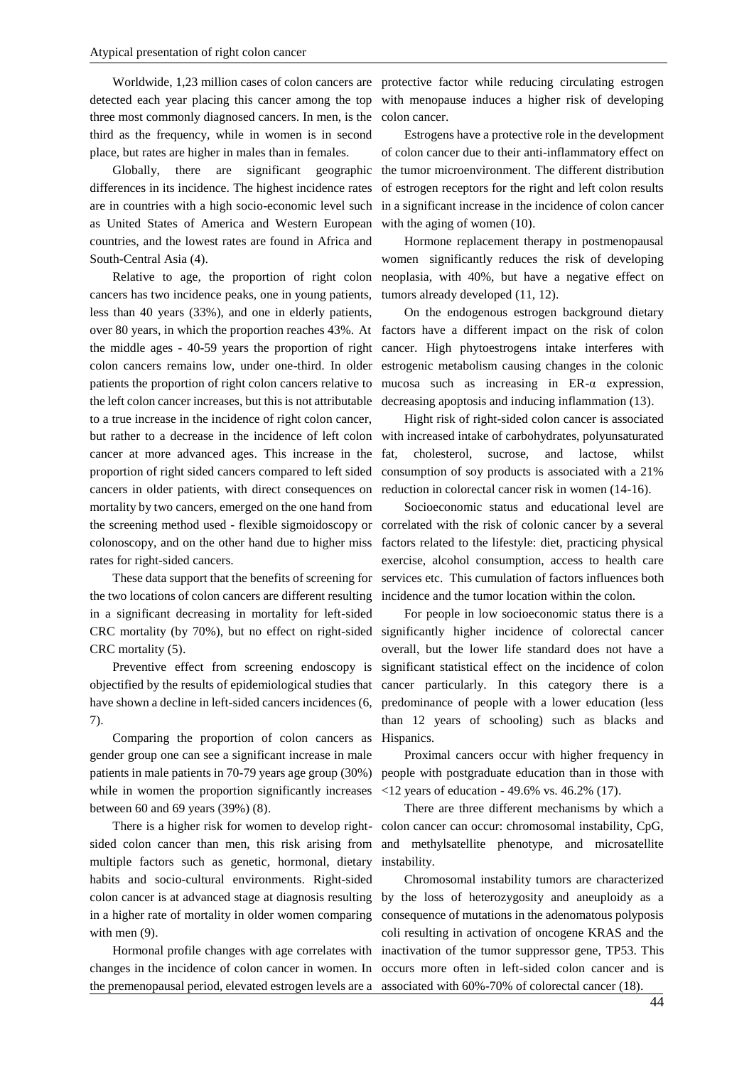Worldwide, 1,23 million cases of colon cancers are detected each year placing this cancer among the top three most commonly diagnosed cancers. In men, is the third as the frequency, while in women is in second place, but rates are higher in males than in females.

Globally, there are significant geographic differences in its incidence. The highest incidence rates are in countries with a high socio-economic level such as United States of America and Western European countries, and the lowest rates are found in Africa and South-Central Asia (4).

Relative to age, the proportion of right colon cancers has two incidence peaks, one in young patients, less than 40 years (33%), and one in elderly patients, over 80 years, in which the proportion reaches 43%. At the middle ages - 40-59 years the proportion of right colon cancers remains low, under one-third. In older patients the proportion of right colon cancers relative to the left colon cancer increases, but this is not attributable to a true increase in the incidence of right colon cancer, but rather to a decrease in the incidence of left colon cancer at more advanced ages. This increase in the proportion of right sided cancers compared to left sided cancers in older patients, with direct consequences on mortality by two cancers, emerged on the one hand from the screening method used - flexible sigmoidoscopy or colonoscopy, and on the other hand due to higher miss rates for right-sided cancers.

These data support that the benefits of screening for the two locations of colon cancers are different resulting in a significant decreasing in mortality for left-sided CRC mortality (by 70%), but no effect on right-sided CRC mortality (5).

Preventive effect from screening endoscopy is objectified by the results of epidemiological studies that have shown a decline in left-sided cancers incidences (6, 7).

Comparing the proportion of colon cancers as gender group one can see a significant increase in male patients in male patients in 70-79 years age group (30%) while in women the proportion significantly increases between 60 and 69 years (39%) (8).

There is a higher risk for women to develop right-sided colon cancer than men, this risk arising from multiple factors such as genetic, hormonal, dietary habits and socio-cultural environments. Right-sided colon cancer is at advanced stage at diagnosis resulting in a higher rate of mortality in older women comparing with men (9).

Hormonal profile changes with age correlates with changes in the incidence of colon cancer in women. In the premenopausal period, elevated estrogen levels are a protective factor while reducing circulating estrogen with menopause induces a higher risk of developing colon cancer.

Estrogens have a protective role in the development of colon cancer due to their anti-inflammatory effect on the tumor microenvironment. The different distribution of estrogen receptors for the right and left colon results in a significant increase in the incidence of colon cancer with the aging of women (10).

Hormone replacement therapy in postmenopausal women significantly reduces the risk of developing neoplasia, with 40%, but have a negative effect on tumors already developed (11, 12).

On the endogenous estrogen background dietary factors have a different impact on the risk of colon cancer. High phytoestrogens intake interferes with estrogenic metabolism causing changes in the colonic mucosa such as increasing in ER-α expression, decreasing apoptosis and inducing inflammation (13).

Hight risk of right-sided colon cancer is associated with increased intake of carbohydrates, polyunsaturated fat, cholesterol, sucrose, and lactose, whilst consumption of soy products is associated with a 21% reduction in colorectal cancer risk in women (14-16).

Socioeconomic status and educational level are correlated with the risk of colonic cancer by a several factors related to the lifestyle: diet, practicing physical exercise, alcohol consumption, access to health care services etc. This cumulation of factors influences both incidence and the tumor location within the colon.

For people in low socioeconomic status there is a significantly higher incidence of colorectal cancer overall, but the lower life standard does not have a significant statistical effect on the incidence of colon cancer particularly. In this category there is a predominance of people with a lower education (less than 12 years of schooling) such as blacks and Hispanics.

Proximal cancers occur with higher frequency in people with postgraduate education than in those with <12 years of education - 49.6% vs. 46.2% (17).

There are three different mechanisms by which a colon cancer can occur: chromosomal instability, CpG, and methylsatellite phenotype, and microsatellite instability.

Chromosomal instability tumors are characterized by the loss of heterozygosity and aneuploidy as a consequence of mutations in the adenomatous polyposis coli resulting in activation of oncogene KRAS and the inactivation of the tumor suppressor gene, TP53. This occurs more often in left-sided colon cancer and is associated with 60%-70% of colorectal cancer (18).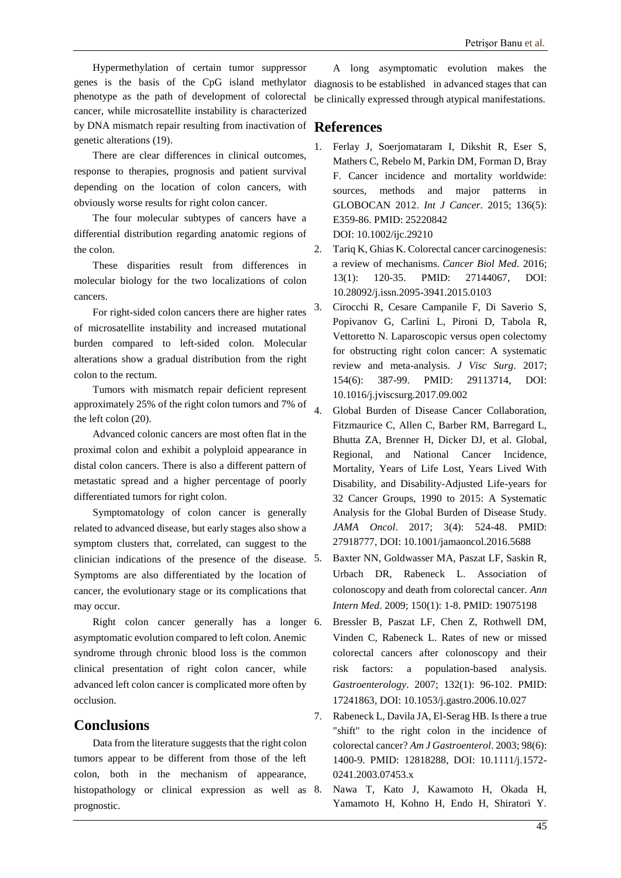Hypermethylation of certain tumor suppressor genes is the basis of the CpG island methylator phenotype as the path of development of colorectal cancer, while microsatellite instability is characterized by DNA mismatch repair resulting from inactivation of genetic alterations (19).

There are clear differences in clinical outcomes, response to therapies, prognosis and patient survival depending on the location of colon cancers, with obviously worse results for right colon cancer.

The four molecular subtypes of cancers have a differential distribution regarding anatomic regions of the colon.

These disparities result from differences in molecular biology for the two localizations of colon cancers.

For right-sided colon cancers there are higher rates of microsatellite instability and increased mutational burden compared to left-sided colon. Molecular alterations show a gradual distribution from the right colon to the rectum.

Tumors with mismatch repair deficient represent approximately 25% of the right colon tumors and 7% of the left colon (20).

Advanced colonic cancers are most often flat in the proximal colon and exhibit a polyploid appearance in distal colon cancers. There is also a different pattern of metastatic spread and a higher percentage of poorly differentiated tumors for right colon.

Symptomatology of colon cancer is generally related to advanced disease, but early stages also show a symptom clusters that, correlated, can suggest to the clinician indications of the presence of the disease. Symptoms are also differentiated by the location of cancer, the evolutionary stage or its complications that may occur.

Right colon cancer generally has a longer asymptomatic evolution compared to left colon. Anemic syndrome through chronic blood loss is the common clinical presentation of right colon cancer, while advanced left colon cancer is complicated more often by occlusion.

## Conclusions

Data from the literature suggests that the right colon tumors appear to be different from those of the left colon, both in the mechanism of appearance, histopathology or clinical expression as well as prognostic.

A long asymptomatic evolution makes the diagnosis to be established in advanced stages that can be clinically expressed through atypical manifestations.

## References

1. Ferlay J, Soerjomataram I, Dikshit R, Eser S, Mathers C, Rebelo M, Parkin DM, Forman D, Bray F. Cancer incidence and mortality worldwide: sources, methods and major patterns in GLOBOCAN 2012. *Int J Cancer*. 2015; 136(5): E359-86. PMID: 25220842 DOI: 10.1002/ijc.29210
2. Tariq K, Ghias K. Colorectal cancer carcinogenesis: a review of mechanisms. *Cancer Biol Med*. 2016; 13(1): 120-35. PMID: 27144067, DOI: 10.28092/j.issn.2095-3941.2015.0103
3. Cirocchi R, Cesare Campanile F, Di Saverio S, Popivanov G, Carlini L, Pironi D, Tabola R, Vettoretto N. Laparoscopic versus open colectomy for obstructing right colon cancer: A systematic review and meta-analysis. *J Visc Surg*. 2017; 154(6): 387-99. PMID: 29113714, DOI: 10.1016/j.jviscsurg.2017.09.002
4. Global Burden of Disease Cancer Collaboration, Fitzmaurice C, Allen C, Barber RM, Barregard L, Bhutta ZA, Brenner H, Dicker DJ, et al. Global, Regional, and National Cancer Incidence, Mortality, Years of Life Lost, Years Lived With Disability, and Disability-Adjusted Life-years for 32 Cancer Groups, 1990 to 2015: A Systematic Analysis for the Global Burden of Disease Study. *JAMA Oncol*. 2017; 3(4): 524-48. PMID: 27918777, DOI: 10.1001/jamaoncol.2016.5688
5. Baxter NN, Goldwasser MA, Paszat LF, Saskin R, Urbach DR, Rabeneck L. Association of colonoscopy and death from colorectal cancer. *Ann Intern Med*. 2009; 150(1): 1-8. PMID: 19075198
6. Bressler B, Paszat LF, Chen Z, Rothwell DM, Vinden C, Rabeneck L. Rates of new or missed colorectal cancers after colonoscopy and their risk factors: a population-based analysis. *Gastroenterology*. 2007; 132(1): 96-102. PMID: 17241863, DOI: 10.1053/j.gastro.2006.10.027
7. Rabeneck L, Davila JA, El-Serag HB. Is there a true "shift" to the right colon in the incidence of colorectal cancer? *Am J Gastroenterol*. 2003; 98(6): 1400-9. PMID: 12818288, DOI: 10.1111/j.1572-0241.2003.07453.x
8. Nawa T, Kato J, Kawamoto H, Okada H, Yamamoto H, Kohno H, Endo H, Shiratori Y.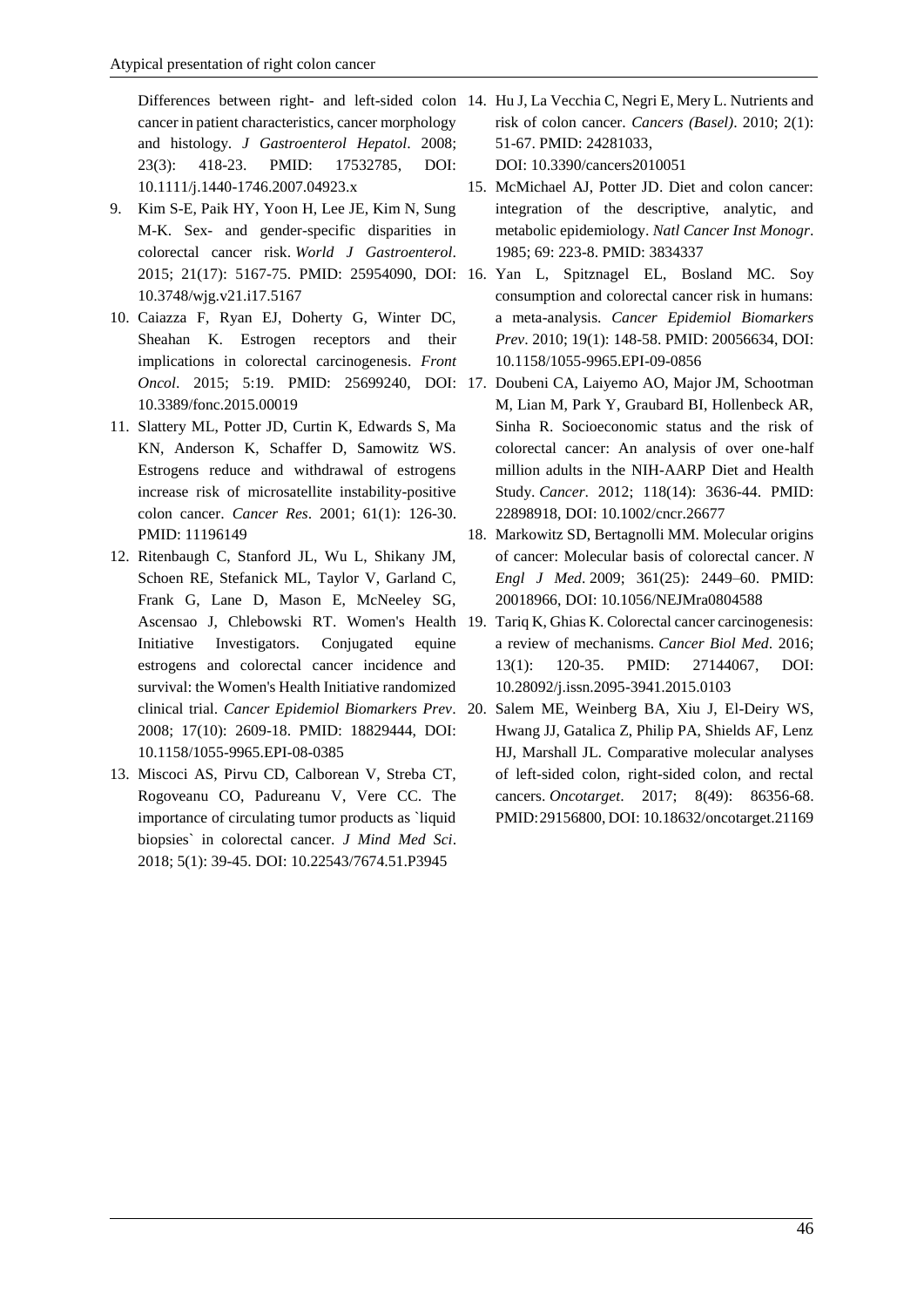Differences between right- and left-sided colon cancer in patient characteristics, cancer morphology and histology. *J Gastroenterol Hepatol*. 2008; 23(3): 418-23. PMID: 17532785, DOI: 10.1111/j.1440-1746.2007.04923.x

9. Kim S-E, Paik HY, Yoon H, Lee JE, Kim N, Sung M-K. Sex- and gender-specific disparities in colorectal cancer risk. *World J Gastroenterol*. 2015; 21(17): 5167-75. PMID: 25954090, DOI: 10.3748/wjg.v21.i17.5167
10. Caiazza F, Ryan EJ, Doherty G, Winter DC, Sheahan K. Estrogen receptors and their implications in colorectal carcinogenesis. *Front Oncol*. 2015; 5:19. PMID: 25699240, DOI: 10.3389/fonc.2015.00019
11. Slattery ML, Potter JD, Curtin K, Edwards S, Ma KN, Anderson K, Schaffer D, Samowitz WS. Estrogens reduce and withdrawal of estrogens increase risk of microsatellite instability-positive colon cancer. *Cancer Res*. 2001; 61(1): 126-30. PMID: 11196149
12. Ritenbaugh C, Stanford JL, Wu L, Shikany JM, Schoen RE, Stefanick ML, Taylor V, Garland C, Frank G, Lane D, Mason E, McNeeley SG, Ascensao J, Chlebowski RT. Women's Health Initiative Investigators. Conjugated equine estrogens and colorectal cancer incidence and survival: the Women's Health Initiative randomized clinical trial. *Cancer Epidemiol Biomarkers Prev*. 2008; 17(10): 2609-18. PMID: 18829444, DOI: 10.1158/1055-9965.EPI-08-0385
13. Miscoci AS, Pirvu CD, Calborean V, Streba CT, Rogoveanu CO, Padureanu V, Vere CC. The importance of circulating tumor products as `liquid biopsies` in colorectal cancer. *J Mind Med Sci*. 2018; 5(1): 39-45. DOI: 10.22543/7674.51.P3945
14. Hu J, La Vecchia C, Negri E, Mery L. Nutrients and risk of colon cancer. *Cancers (Basel)*. 2010; 2(1): 51-67. PMID: 24281033, DOI: 10.3390/cancers2010051
15. McMichael AJ, Potter JD. Diet and colon cancer: integration of the descriptive, analytic, and metabolic epidemiology. *Natl Cancer Inst Monogr*. 1985; 69: 223-8. PMID: 3834337
16. Yan L, Spitznagel EL, Bosland MC. Soy consumption and colorectal cancer risk in humans: a meta-analysis. *Cancer Epidemiol Biomarkers Prev*. 2010; 19(1): 148-58. PMID: 20056634, DOI: 10.1158/1055-9965.EPI-09-0856
17. Doubeni CA, Laiyemo AO, Major JM, Schootman M, Lian M, Park Y, Graubard BI, Hollenbeck AR, Sinha R. Socioeconomic status and the risk of colorectal cancer: An analysis of over one-half million adults in the NIH-AARP Diet and Health Study. *Cancer*. 2012; 118(14): 3636-44. PMID: 22898918, DOI: 10.1002/cncr.26677
18. Markowitz SD, Bertagnolli MM. Molecular origins of cancer: Molecular basis of colorectal cancer. *N Engl J Med*. 2009; 361(25): 2449–60. PMID: 20018966, DOI: 10.1056/NEJMra0804588
19. Tariq K, Ghias K. Colorectal cancer carcinogenesis: a review of mechanisms. *Cancer Biol Med*. 2016; 13(1): 120-35. PMID: 27144067, DOI: 10.28092/j.issn.2095-3941.2015.0103
20. Salem ME, Weinberg BA, Xiu J, El-Deiry WS, Hwang JJ, Gatalica Z, Philip PA, Shields AF, Lenz HJ, Marshall JL. Comparative molecular analyses of left-sided colon, right-sided colon, and rectal cancers. *Oncotarget*. 2017; 8(49): 86356-68. PMID:29156800, DOI: 10.18632/oncotarget.21169